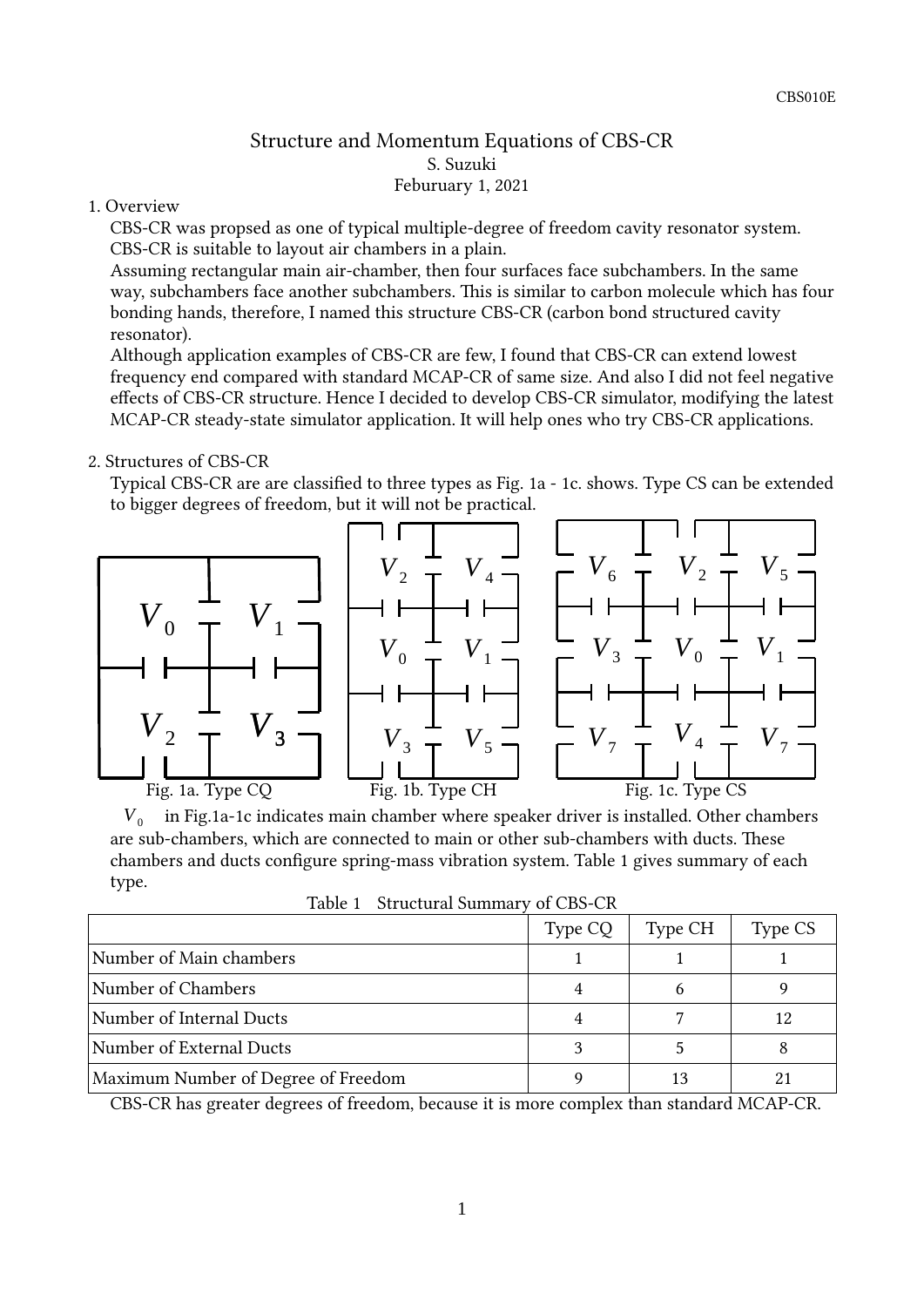# Structure and Momentum Equations of CBS-CR

S. Suzuki

Feburuary 1, 2021

## 1. Overview

CBS-CR was propsed as one of typical multiple-degree of freedom cavity resonator system. CBS-CR is suitable to layout air chambers in a plain.

Assuming rectangular main air-chamber, then four surfaces face subchambers. In the same way, subchambers face another subchambers. This is similar to carbon molecule which has four bonding hands, therefore, I named this structure CBS-CR (carbon bond structured cavity resonator).

Although application examples of CBS-CR are few, I found that CBS-CR can extend lowest frequency end compared with standard MCAP-CR of same size. And also I did not feel negative effects of CBS-CR structure. Hence I decided to develop CBS-CR simulator, modifying the latest MCAP-CR steady-state simulator application. It will help ones who try CBS-CR applications.

## 2. Structures of CBS-CR

Typical CBS-CR are are classified to three types as Fig. 1a - 1c. shows. Type CS can be extended to bigger degrees of freedom, but it will not be practical.

Fig. 1a. Type CQ　　Fig. 1b. Type CH　　Fig. 1c. Type CS

$V_0$ in Fig.1a-1c indicates main chamber where speaker driver is installed. Other chambers are sub-chambers, which are connected to main or other sub-chambers with ducts. These chambers and ducts configure spring-mass vibration system. Table 1 gives summary of each type.

Table 1 Structural Summary of CBS-CR

| | Type CQ | Type CH | Type CS |
|---|---|---|---|
| Number of Main chambers | 1 | 1 | 1 |
| Number of Chambers | 4 | 6 | 9 |
| Number of Internal Ducts | 4 | 7 | 12 |
| Number of External Ducts | 3 | 5 | 8 |
| Maximum Number of Degree of Freedom | 9 | 13 | 21 |

CBS-CR has greater degrees of freedom, because it is more complex than standard MCAP-CR.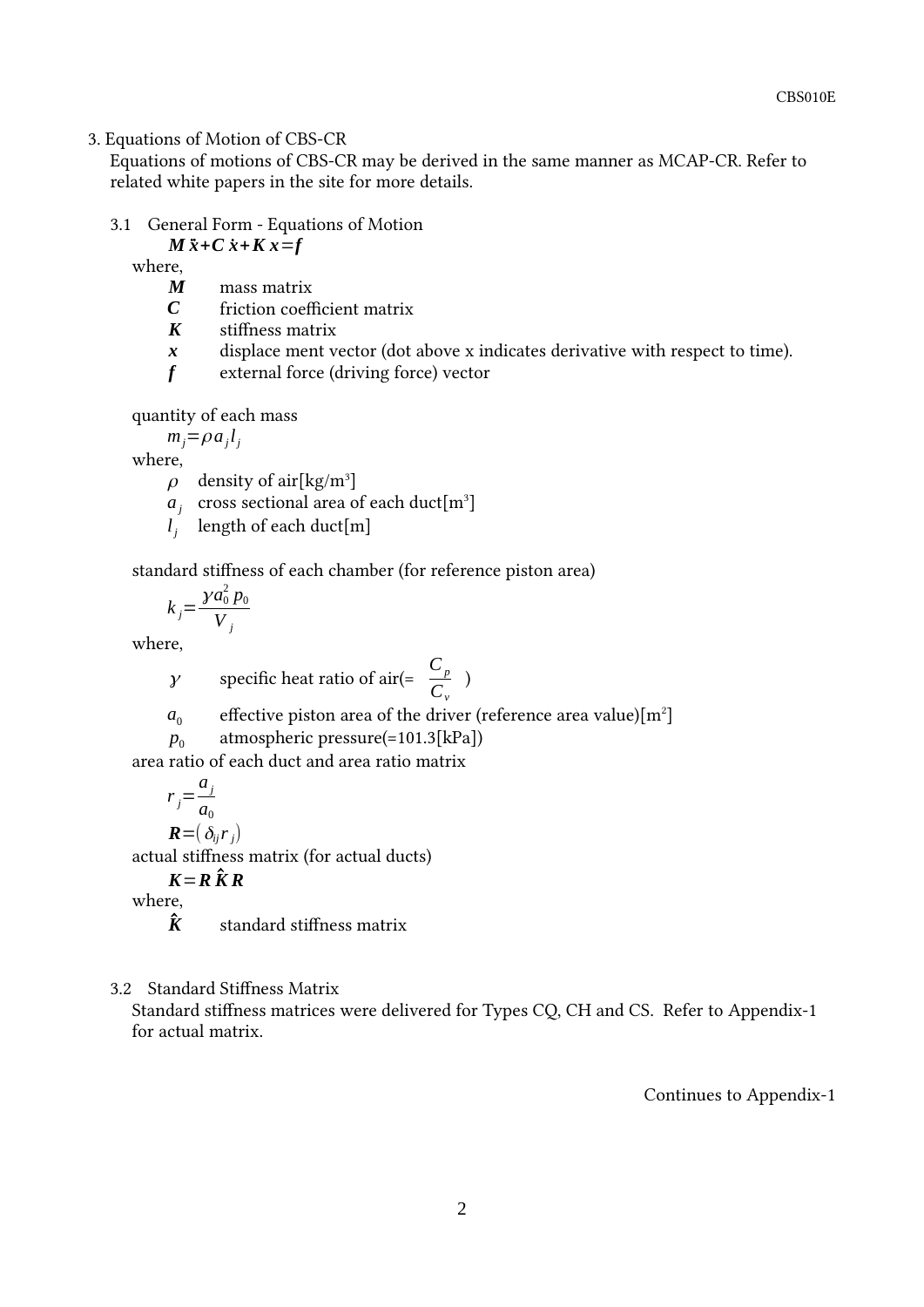## 3. Equations of Motion of CBS-CR

Equations of motions of CBS-CR may be derived in the same manner as MCAP-CR. Refer to related white papers in the site for more details.

### 3.1 General Form - Equations of Motion

$$\boldsymbol{M}\ddot{\boldsymbol{x}}+\boldsymbol{C}\dot{\boldsymbol{x}}+\boldsymbol{K}\boldsymbol{x}=\boldsymbol{f}$$

where,

- $\boldsymbol{M}$ mass matrix
- $\boldsymbol{C}$ friction coefficient matrix
- $\boldsymbol{K}$ stiffness matrix
- $\boldsymbol{x}$ displace ment vector (dot above x indicates derivative with respect to time).
- $\boldsymbol{f}$ external force (driving force) vector

quantity of each mass

$$m_j=\rho a_j l_j$$

where,

- $\rho$ density of air[kg/m$^3$]
- $a_j$ cross sectional area of each duct[m$^3$]
- $l_j$ length of each duct[m]

standard stiffness of each chamber (for reference piston area)

$$k_j=\frac{\gamma a_0^2 p_0}{V_j}$$

where,

- $\gamma$ specific heat ratio of air(= $\frac{C_p}{C_v}$ )
- $a_0$ effective piston area of the driver (reference area value)[m$^2$]
- $p_0$ atmospheric pressure(=101.3[kPa])

area ratio of each duct and area ratio matrix

$$r_j=\frac{a_j}{a_0}$$

$$\boldsymbol{R}=(\delta_{ij} r_j)$$

actual stiffness matrix (for actual ducts)

$$\boldsymbol{K}=\boldsymbol{R}\hat{\boldsymbol{K}}\boldsymbol{R}$$

where,

- $\hat{\boldsymbol{K}}$ standard stiffness matrix

### 3.2 Standard Stiffness Matrix

Standard stiffness matrices were delivered for Types CQ, CH and CS. Refer to Appendix-1 for actual matrix.

Continues to Appendix-1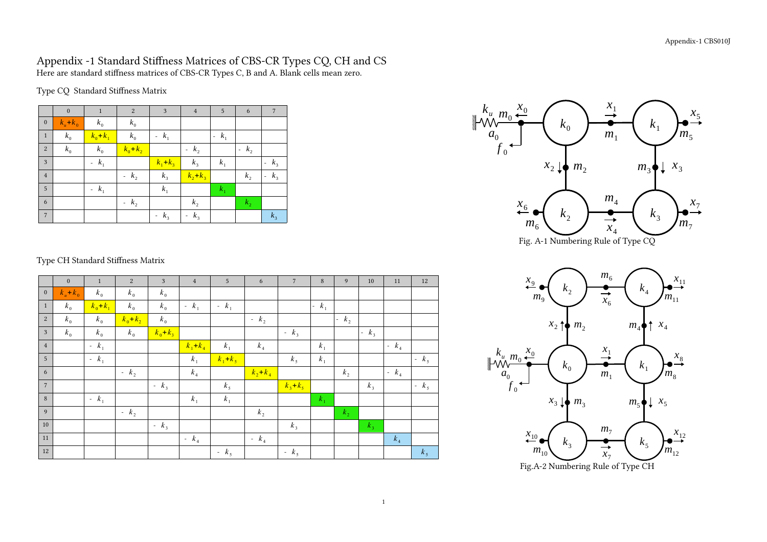# Appendix -1 Standard Stiffness Matrices of CBS-CR Types CQ, CH and CS

Here are standard stiffness matrices of CBS-CR Types C, B and A. Blank cells mean zero.

Type CQ Standard Stiffness Matrix

| | 0 | 1 | 2 | 3 | 4 | 5 | 6 | 7 |
|---|---|---|---|---|---|---|---|---|
| 0 | $k_u+k_0$ | $k_0$ | $k_0$ | | | | | |
| 1 | $k_0$ | $k_0+k_1$ | $k_0$ | $-k_1$ | | $-k_1$ | | |
| 2 | $k_0$ | $k_0$ | $k_0+k_2$ | | $-k_2$ | | $-k_2$ | |
| 3 | | $-k_1$ | | $k_1+k_3$ | $k_3$ | $k_1$ | | $-k_3$ |
| 4 | | | $-k_2$ | $k_3$ | $k_2+k_3$ | | $k_2$ | $-k_3$ |
| 5 | | $-k_1$ | | $k_1$ | | $k_1$ | | |
| 6 | | | $-k_2$ | | $k_2$ | | $k_2$ | |
| 7 | | | | $-k_3$ | $-k_3$ | | | $k_3$ |

Fig. A-1 Numbering Rule of Type CQ

Type CH Standard Stiffness Matrix

| | 0 | 1 | 2 | 3 | 4 | 5 | 6 | 7 | 8 | 9 | 10 | 11 | 12 |
|---|---|---|---|---|---|---|---|---|---|---|---|---|---|
| 0 | $k_u+k_0$ | $k_0$ | $k_0$ | $k_0$ | | | | | | | | | |
| 1 | $k_0$ | $k_0+k_1$ | $k_0$ | $k_0$ | $-k_1$ | $-k_1$ | | | $-k_1$ | | | | |
| 2 | $k_0$ | $k_0$ | $k_0+k_2$ | $k_0$ | | | $-k_2$ | | | $-k_2$ | | | |
| 3 | $k_0$ | $k_0$ | $k_0$ | $k_0+k_3$ | | | | $-k_3$ | | | $-k_3$ | | |
| 4 | | $-k_1$ | | | $k_1+k_4$ | $k_1$ | $k_4$ | | $k_1$ | | | $-k_4$ | |
| 5 | | $-k_1$ | | | $k_1$ | $k_1+k_5$ | | $k_5$ | $k_1$ | | | | $-k_5$ |
| 6 | | | $-k_2$ | | $k_4$ | | $k_2+k_4$ | | | $k_2$ | | $-k_4$ | |
| 7 | | | | $-k_3$ | | $k_5$ | | $k_3+k_5$ | | | $k_3$ | | $-k_5$ |
| 8 | | $-k_1$ | | | $k_1$ | $k_1$ | | | $k_1$ | | | | |
| 9 | | | $-k_2$ | | | | $k_2$ | | | $k_2$ | | | |
| 10 | | | | $-k_3$ | | | | $k_3$ | | | $k_3$ | | |
| 11 | | | | | $-k_4$ | | $-k_4$ | | | | | $k_4$ | |
| 12 | | | | | | $-k_5$ | | $-k_5$ | | | | | $k_5$ |

Fig.A-2 Numbering Rule of Type CH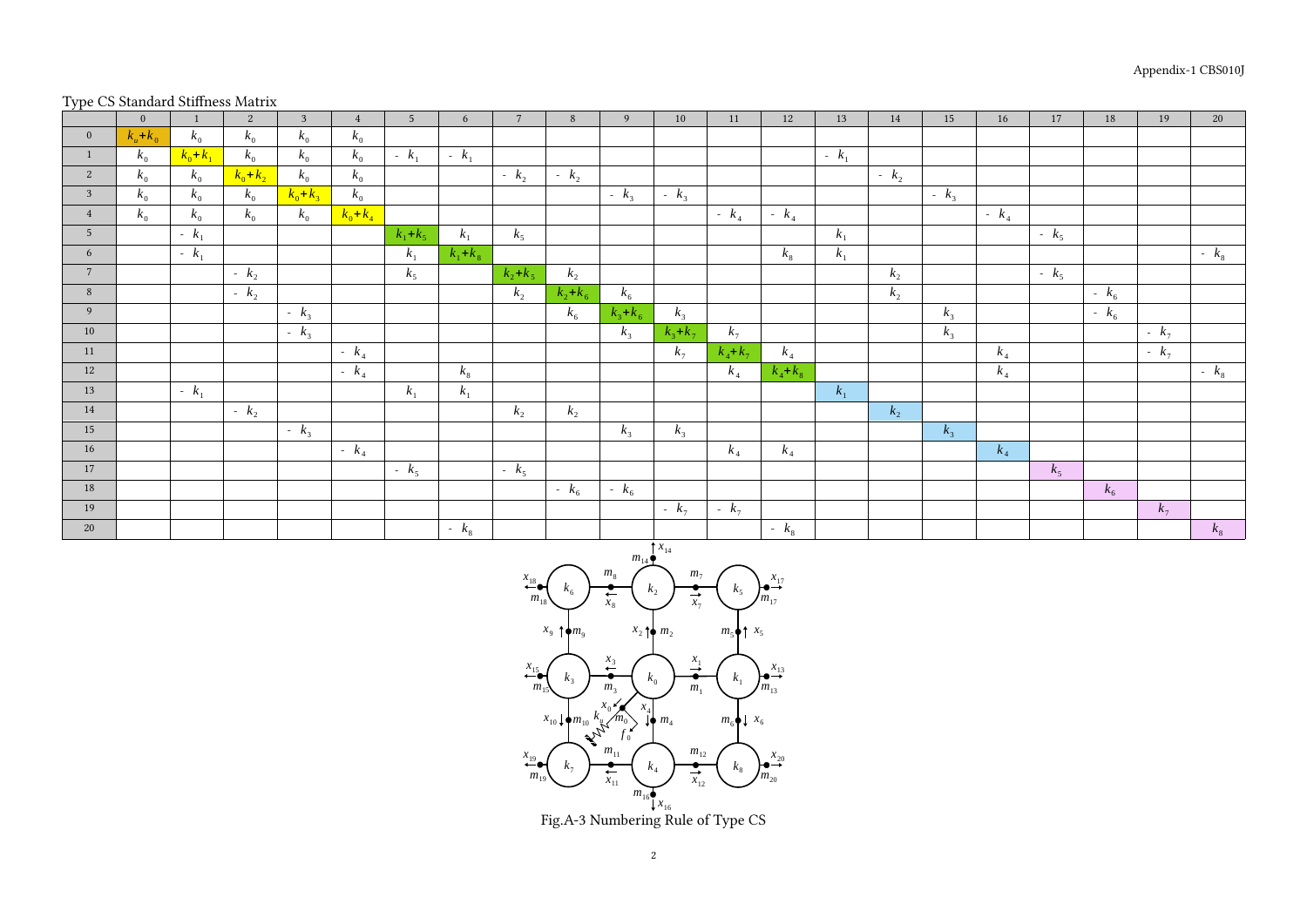## Type CS Standard Stiffness Matrix

| | 0 | 1 | 2 | 3 | 4 | 5 | 6 | 7 | 8 | 9 | 10 | 11 | 12 | 13 | 14 | 15 | 16 | 17 | 18 | 19 | 20 |
|---|---|---|---|---|---|---|---|---|---|---|---|---|---|---|---|---|---|---|---|---|---|
| 0 | $k_u+k_0$ | $k_0$ | $k_0$ | $k_0$ | $k_0$ | | | | | | | | | | | | | | | | |
| 1 | $k_0$ | $k_0+k_1$ | $k_0$ | $k_0$ | $k_0$ | $-k_1$ | $-k_1$ | | | | | | | $-k_1$ | | | | | | | |
| 2 | $k_0$ | $k_0$ | $k_0+k_2$ | $k_0$ | $k_0$ | | | $-k_2$ | $-k_2$ | | | | | | $-k_2$ | | | | | | |
| 3 | $k_0$ | $k_0$ | $k_0$ | $k_0+k_3$ | $k_0$ | | | | | $-k_3$ | $-k_3$ | | | | | $-k_3$ | | | | | |
| 4 | $k_0$ | $k_0$ | $k_0$ | $k_0$ | $k_0+k_4$ | | | | | | | $-k_4$ | $-k_4$ | | | | $-k_4$ | | | | |
| 5 | | $-k_1$ | | | | $k_1+k_5$ | $k_1$ | $k_5$ | | | | | | $k_1$ | | | | $-k_5$ | | | |
| 6 | | $-k_1$ | | | | $k_1$ | $k_1+k_8$ | | | | | | $k_8$ | $k_1$ | | | | | | | $-k_8$ |
| 7 | | | $-k_2$ | | | $k_5$ | | $k_2+k_5$ | $k_2$ | | | | | | $k_2$ | | | $-k_5$ | | | |
| 8 | | | $-k_2$ | | | | | $k_2$ | $k_2+k_6$ | $k_6$ | | | | | $k_2$ | | | | $-k_6$ | | |
| 9 | | | | $-k_3$ | | | | | $k_6$ | $k_3+k_6$ | $k_3$ | | | | | $k_3$ | | | $-k_6$ | | |
| 10 | | | | $-k_3$ | | | | | | $k_3$ | $k_3+k_7$ | $k_7$ | | | | $k_3$ | | | | $-k_7$ | |
| 11 | | | | | $-k_4$ | | | | | | $k_7$ | $k_4+k_7$ | $k_4$ | | | | $k_4$ | | | $-k_7$ | |
| 12 | | | | | $-k_4$ | | $k_8$ | | | | | $k_4$ | $k_4+k_8$ | | | | $k_4$ | | | | $-k_8$ |
| 13 | | $-k_1$ | | | | $k_1$ | $k_1$ | | | | | | | $k_1$ | | | | | | | |
| 14 | | | $-k_2$ | | | | | $k_2$ | $k_2$ | | | | | | $k_2$ | | | | | | |
| 15 | | | | $-k_3$ | | | | | | $k_3$ | $k_3$ | | | | | $k_3$ | | | | | |
| 16 | | | | | $-k_4$ | | | | | | | $k_4$ | $k_4$ | | | | $k_4$ | | | | |
| 17 | | | | | | $-k_5$ | | $-k_5$ | | | | | | | | | | $k_5$ | | | |
| 18 | | | | | | | | | $-k_6$ | $-k_6$ | | | | | | | | | $k_6$ | | |
| 19 | | | | | | | | | | | $-k_7$ | $-k_7$ | | | | | | | | $k_7$ | |
| 20 | | | | | | | $-k_8$ | | | | | | $-k_8$ | | | | | | | | $k_8$ |

Fig.A-3 Numbering Rule of Type CS